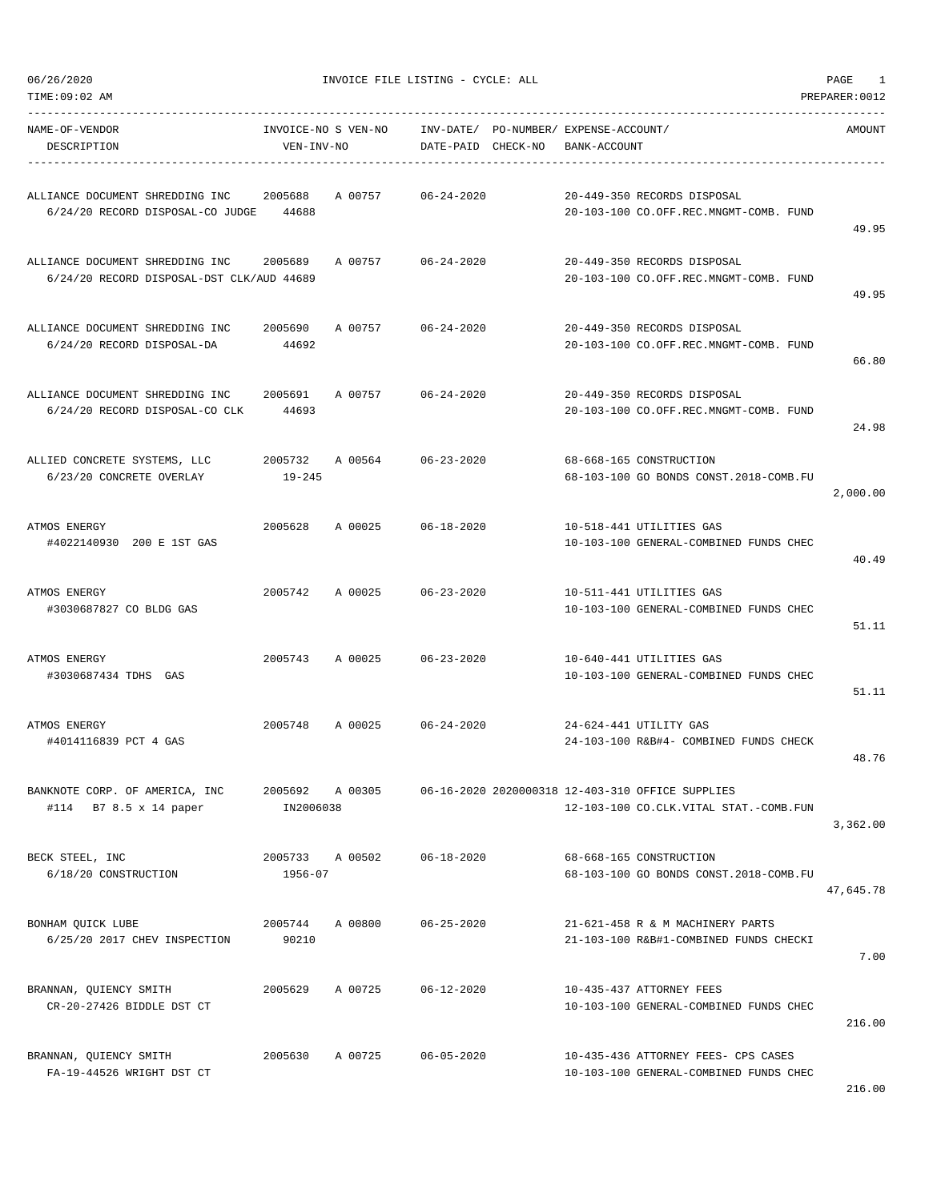06/26/2020 INVOICE FILE LISTING - CYCLE: ALL

TIME:09:02 AM PREPARER:0012

| NAME-OF-VENDOR / DESCRIPTION | INVOICE-NO / VEN-INV-NO | S VEN-NO | INV-DATE/ DATE-PAID | PO-NUMBER/ CHECK-NO | EXPENSE-ACCOUNT/ BANK-ACCOUNT | AMOUNT |
|---|---|---|---|---|---|---|
| ALLIANCE DOCUMENT SHREDDING INC<br>6/24/20 RECORD DISPOSAL-CO JUDGE | 2005688<br>44688 | A 00757 | 06-24-2020 | | 20-449-350 RECORDS DISPOSAL<br>20-103-100 CO.OFF.REC.MNGMT-COMB. FUND | 49.95 |
| ALLIANCE DOCUMENT SHREDDING INC<br>6/24/20 RECORD DISPOSAL-DST CLK/AUD | 2005689<br>44689 | A 00757 | 06-24-2020 | | 20-449-350 RECORDS DISPOSAL<br>20-103-100 CO.OFF.REC.MNGMT-COMB. FUND | 49.95 |
| ALLIANCE DOCUMENT SHREDDING INC<br>6/24/20 RECORD DISPOSAL-DA | 2005690<br>44692 | A 00757 | 06-24-2020 | | 20-449-350 RECORDS DISPOSAL<br>20-103-100 CO.OFF.REC.MNGMT-COMB. FUND | 66.80 |
| ALLIANCE DOCUMENT SHREDDING INC<br>6/24/20 RECORD DISPOSAL-CO CLK | 2005691<br>44693 | A 00757 | 06-24-2020 | | 20-449-350 RECORDS DISPOSAL<br>20-103-100 CO.OFF.REC.MNGMT-COMB. FUND | 24.98 |
| ALLIED CONCRETE SYSTEMS, LLC<br>6/23/20 CONCRETE OVERLAY | 2005732<br>19-245 | A 00564 | 06-23-2020 | | 68-668-165 CONSTRUCTION<br>68-103-100 GO BONDS CONST.2018-COMB.FU | 2,000.00 |
| ATMOS ENERGY<br>#4022140930 200 E 1ST GAS | 2005628 | A 00025 | 06-18-2020 | | 10-518-441 UTILITIES GAS<br>10-103-100 GENERAL-COMBINED FUNDS CHEC | 40.49 |
| ATMOS ENERGY<br>#3030687827 CO BLDG GAS | 2005742 | A 00025 | 06-23-2020 | | 10-511-441 UTILITIES GAS<br>10-103-100 GENERAL-COMBINED FUNDS CHEC | 51.11 |
| ATMOS ENERGY<br>#3030687434 TDHS GAS | 2005743 | A 00025 | 06-23-2020 | | 10-640-441 UTILITIES GAS<br>10-103-100 GENERAL-COMBINED FUNDS CHEC | 51.11 |
| ATMOS ENERGY<br>#4014116839 PCT 4 GAS | 2005748 | A 00025 | 06-24-2020 | | 24-624-441 UTILITY GAS<br>24-103-100 R&B#4- COMBINED FUNDS CHECK | 48.76 |
| BANKNOTE CORP. OF AMERICA, INC<br>#114 B7 8.5 x 14 paper | 2005692<br>IN2006038 | A 00305 | 06-16-2020 | 2020000318 | 12-403-310 OFFICE SUPPLIES<br>12-103-100 CO.CLK.VITAL STAT.-COMB.FUN | 3,362.00 |
| BECK STEEL, INC<br>6/18/20 CONSTRUCTION | 2005733<br>1956-07 | A 00502 | 06-18-2020 | | 68-668-165 CONSTRUCTION<br>68-103-100 GO BONDS CONST.2018-COMB.FU | 47,645.78 |
| BONHAM QUICK LUBE<br>6/25/20 2017 CHEV INSPECTION | 2005744<br>90210 | A 00800 | 06-25-2020 | | 21-621-458 R & M MACHINERY PARTS<br>21-103-100 R&B#1-COMBINED FUNDS CHECKI | 7.00 |
| BRANNAN, QUIENCY SMITH<br>CR-20-27426 BIDDLE DST CT | 2005629 | A 00725 | 06-12-2020 | | 10-435-437 ATTORNEY FEES<br>10-103-100 GENERAL-COMBINED FUNDS CHEC | 216.00 |
| BRANNAN, QUIENCY SMITH<br>FA-19-44526 WRIGHT DST CT | 2005630 | A 00725 | 06-05-2020 | | 10-435-436 ATTORNEY FEES- CPS CASES<br>10-103-100 GENERAL-COMBINED FUNDS CHEC | 216.00 |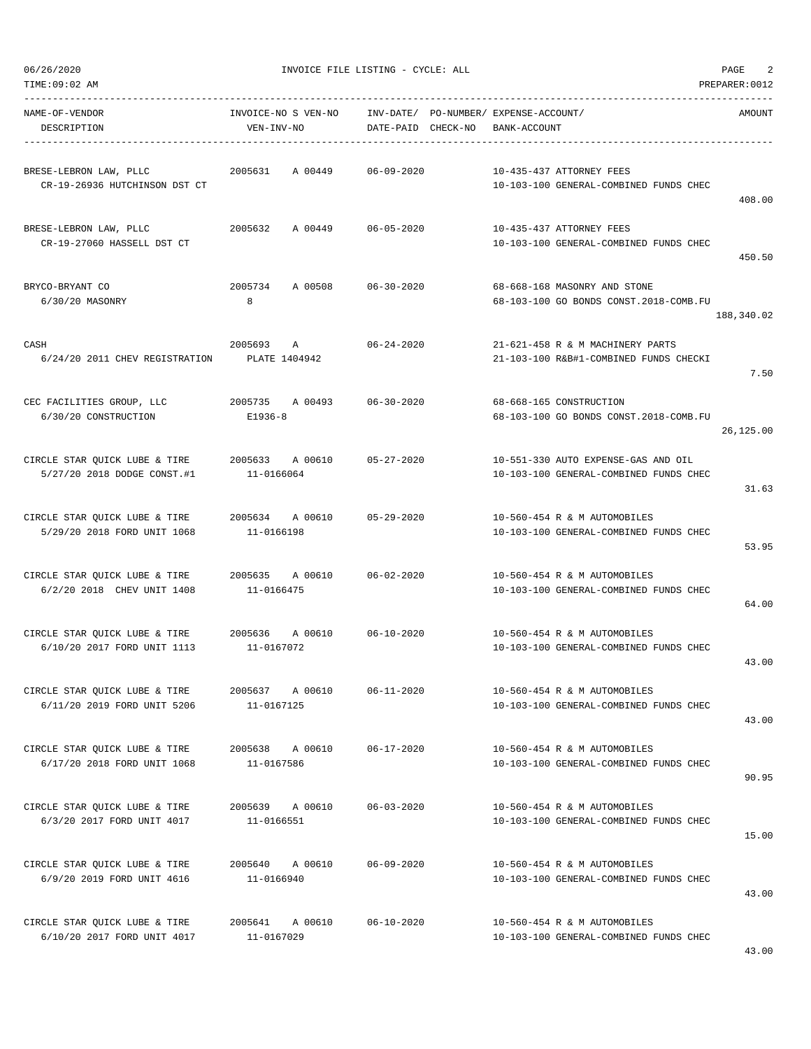06/26/2020 INVOICE FILE LISTING - CYCLE: ALL
TIME:09:02 AM PREPARER:0012

| NAME-OF-VENDOR / DESCRIPTION | INVOICE-NO S VEN-NO / VEN-INV-NO | INV-DATE/ DATE-PAID | PO-NUMBER/ CHECK-NO | EXPENSE-ACCOUNT/ BANK-ACCOUNT | AMOUNT |
|---|---|---|---|---|---|
| BRESE-LEBRON LAW, PLLC<br>CR-19-26936 HUTCHINSON DST CT | 2005631 A 00449 | 06-09-2020 | | 10-435-437 ATTORNEY FEES<br>10-103-100 GENERAL-COMBINED FUNDS CHEC | 408.00 |
| BRESE-LEBRON LAW, PLLC<br>CR-19-27060 HASSELL DST CT | 2005632 A 00449 | 06-05-2020 | | 10-435-437 ATTORNEY FEES<br>10-103-100 GENERAL-COMBINED FUNDS CHEC | 450.50 |
| BRYCO-BRYANT CO<br>6/30/20 MASONRY | 2005734 A 00508<br>8 | 06-30-2020 | | 68-668-168 MASONRY AND STONE<br>68-103-100 GO BONDS CONST.2018-COMB.FU | 188,340.02 |
| CASH<br>6/24/20 2011 CHEV REGISTRATION | 2005693 A<br>PLATE 1404942 | 06-24-2020 | | 21-621-458 R & M MACHINERY PARTS<br>21-103-100 R&B#1-COMBINED FUNDS CHECKI | 7.50 |
| CEC FACILITIES GROUP, LLC<br>6/30/20 CONSTRUCTION | 2005735 A 00493<br>E1936-8 | 06-30-2020 | | 68-668-165 CONSTRUCTION<br>68-103-100 GO BONDS CONST.2018-COMB.FU | 26,125.00 |
| CIRCLE STAR QUICK LUBE & TIRE<br>5/27/20 2018 DODGE CONST.#1 | 2005633 A 00610<br>11-0166064 | 05-27-2020 | | 10-551-330 AUTO EXPENSE-GAS AND OIL<br>10-103-100 GENERAL-COMBINED FUNDS CHEC | 31.63 |
| CIRCLE STAR QUICK LUBE & TIRE<br>5/29/20 2018 FORD UNIT 1068 | 2005634 A 00610<br>11-0166198 | 05-29-2020 | | 10-560-454 R & M AUTOMOBILES<br>10-103-100 GENERAL-COMBINED FUNDS CHEC | 53.95 |
| CIRCLE STAR QUICK LUBE & TIRE<br>6/2/20 2018 CHEV UNIT 1408 | 2005635 A 00610<br>11-0166475 | 06-02-2020 | | 10-560-454 R & M AUTOMOBILES<br>10-103-100 GENERAL-COMBINED FUNDS CHEC | 64.00 |
| CIRCLE STAR QUICK LUBE & TIRE<br>6/10/20 2017 FORD UNIT 1113 | 2005636 A 00610<br>11-0167072 | 06-10-2020 | | 10-560-454 R & M AUTOMOBILES<br>10-103-100 GENERAL-COMBINED FUNDS CHEC | 43.00 |
| CIRCLE STAR QUICK LUBE & TIRE<br>6/11/20 2019 FORD UNIT 5206 | 2005637 A 00610<br>11-0167125 | 06-11-2020 | | 10-560-454 R & M AUTOMOBILES<br>10-103-100 GENERAL-COMBINED FUNDS CHEC | 43.00 |
| CIRCLE STAR QUICK LUBE & TIRE<br>6/17/20 2018 FORD UNIT 1068 | 2005638 A 00610<br>11-0167586 | 06-17-2020 | | 10-560-454 R & M AUTOMOBILES<br>10-103-100 GENERAL-COMBINED FUNDS CHEC | 90.95 |
| CIRCLE STAR QUICK LUBE & TIRE<br>6/3/20 2017 FORD UNIT 4017 | 2005639 A 00610<br>11-0166551 | 06-03-2020 | | 10-560-454 R & M AUTOMOBILES<br>10-103-100 GENERAL-COMBINED FUNDS CHEC | 15.00 |
| CIRCLE STAR QUICK LUBE & TIRE<br>6/9/20 2019 FORD UNIT 4616 | 2005640 A 00610<br>11-0166940 | 06-09-2020 | | 10-560-454 R & M AUTOMOBILES<br>10-103-100 GENERAL-COMBINED FUNDS CHEC | 43.00 |
| CIRCLE STAR QUICK LUBE & TIRE<br>6/10/20 2017 FORD UNIT 4017 | 2005641 A 00610<br>11-0167029 | 06-10-2020 | | 10-560-454 R & M AUTOMOBILES<br>10-103-100 GENERAL-COMBINED FUNDS CHEC | 43.00 |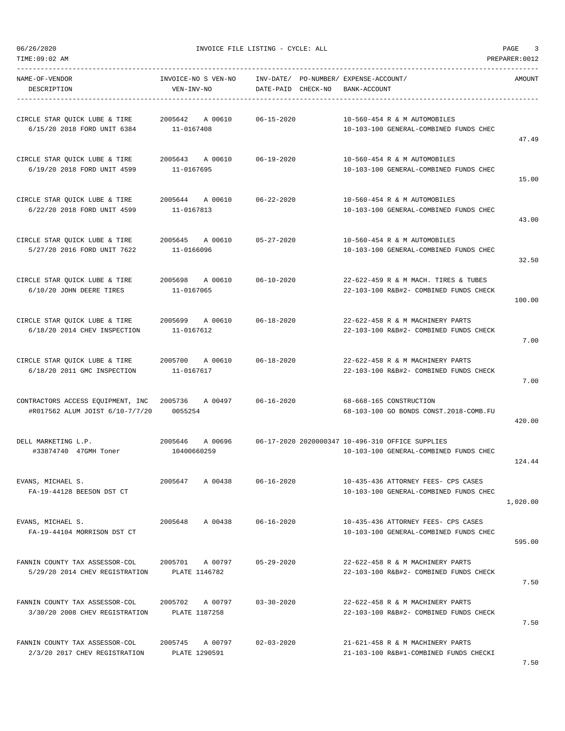| NAME-OF-VENDOR DESCRIPTION | INVOICE-NO S VEN-NO VEN-INV-NO | INV-DATE/ PO-NUMBER/ DATE-PAID CHECK-NO | EXPENSE-ACCOUNT/ BANK-ACCOUNT | AMOUNT |
|---|---|---|---|---|
| CIRCLE STAR QUICK LUBE & TIRE<br>6/15/20 2018 FORD UNIT 6384 | 2005642 A 00610<br>11-0167408 | 06-15-2020 | 10-560-454 R & M AUTOMOBILES<br>10-103-100 GENERAL-COMBINED FUNDS CHEC | 47.49 |
| CIRCLE STAR QUICK LUBE & TIRE<br>6/19/20 2018 FORD UNIT 4599 | 2005643 A 00610<br>11-0167695 | 06-19-2020 | 10-560-454 R & M AUTOMOBILES<br>10-103-100 GENERAL-COMBINED FUNDS CHEC | 15.00 |
| CIRCLE STAR QUICK LUBE & TIRE<br>6/22/20 2018 FORD UNIT 4599 | 2005644 A 00610<br>11-0167813 | 06-22-2020 | 10-560-454 R & M AUTOMOBILES<br>10-103-100 GENERAL-COMBINED FUNDS CHEC | 43.00 |
| CIRCLE STAR QUICK LUBE & TIRE<br>5/27/20 2016 FORD UNIT 7622 | 2005645 A 00610<br>11-0166096 | 05-27-2020 | 10-560-454 R & M AUTOMOBILES<br>10-103-100 GENERAL-COMBINED FUNDS CHEC | 32.50 |
| CIRCLE STAR QUICK LUBE & TIRE<br>6/10/20 JOHN DEERE TIRES | 2005698 A 00610<br>11-0167065 | 06-10-2020 | 22-622-459 R & M MACH. TIRES & TUBES<br>22-103-100 R&B#2- COMBINED FUNDS CHECK | 100.00 |
| CIRCLE STAR QUICK LUBE & TIRE<br>6/18/20 2014 CHEV INSPECTION | 2005699 A 00610<br>11-0167612 | 06-18-2020 | 22-622-458 R & M MACHINERY PARTS<br>22-103-100 R&B#2- COMBINED FUNDS CHECK | 7.00 |
| CIRCLE STAR QUICK LUBE & TIRE<br>6/18/20 2011 GMC INSPECTION | 2005700 A 00610<br>11-0167617 | 06-18-2020 | 22-622-458 R & M MACHINERY PARTS<br>22-103-100 R&B#2- COMBINED FUNDS CHECK | 7.00 |
| CONTRACTORS ACCESS EQUIPMENT, INC<br>#R017562 ALUM JOIST 6/10-7/7/20 | 2005736 A 00497<br>0055254 | 06-16-2020 | 68-668-165 CONSTRUCTION<br>68-103-100 GO BONDS CONST.2018-COMB.FU | 420.00 |
| DELL MARKETING L.P.<br>#33874740 47GMH Toner | 2005646 A 00696<br>10400660259 | 06-17-2020 2020000347 | 10-496-310 OFFICE SUPPLIES<br>10-103-100 GENERAL-COMBINED FUNDS CHEC | 124.44 |
| EVANS, MICHAEL S.<br>FA-19-44128 BEESON DST CT | 2005647 A 00438 | 06-16-2020 | 10-435-436 ATTORNEY FEES- CPS CASES<br>10-103-100 GENERAL-COMBINED FUNDS CHEC | 1,020.00 |
| EVANS, MICHAEL S.<br>FA-19-44104 MORRISON DST CT | 2005648 A 00438 | 06-16-2020 | 10-435-436 ATTORNEY FEES- CPS CASES<br>10-103-100 GENERAL-COMBINED FUNDS CHEC | 595.00 |
| FANNIN COUNTY TAX ASSESSOR-COL<br>5/29/20 2014 CHEV REGISTRATION | 2005701 A 00797<br>PLATE 1146782 | 05-29-2020 | 22-622-458 R & M MACHINERY PARTS<br>22-103-100 R&B#2- COMBINED FUNDS CHECK | 7.50 |
| FANNIN COUNTY TAX ASSESSOR-COL<br>3/30/20 2008 CHEV REGISTRATION | 2005702 A 00797<br>PLATE 1187258 | 03-30-2020 | 22-622-458 R & M MACHINERY PARTS<br>22-103-100 R&B#2- COMBINED FUNDS CHECK | 7.50 |
| FANNIN COUNTY TAX ASSESSOR-COL<br>2/3/20 2017 CHEV REGISTRATION | 2005745 A 00797<br>PLATE 1290591 | 02-03-2020 | 21-621-458 R & M MACHINERY PARTS<br>21-103-100 R&B#1-COMBINED FUNDS CHECKI | 7.50 |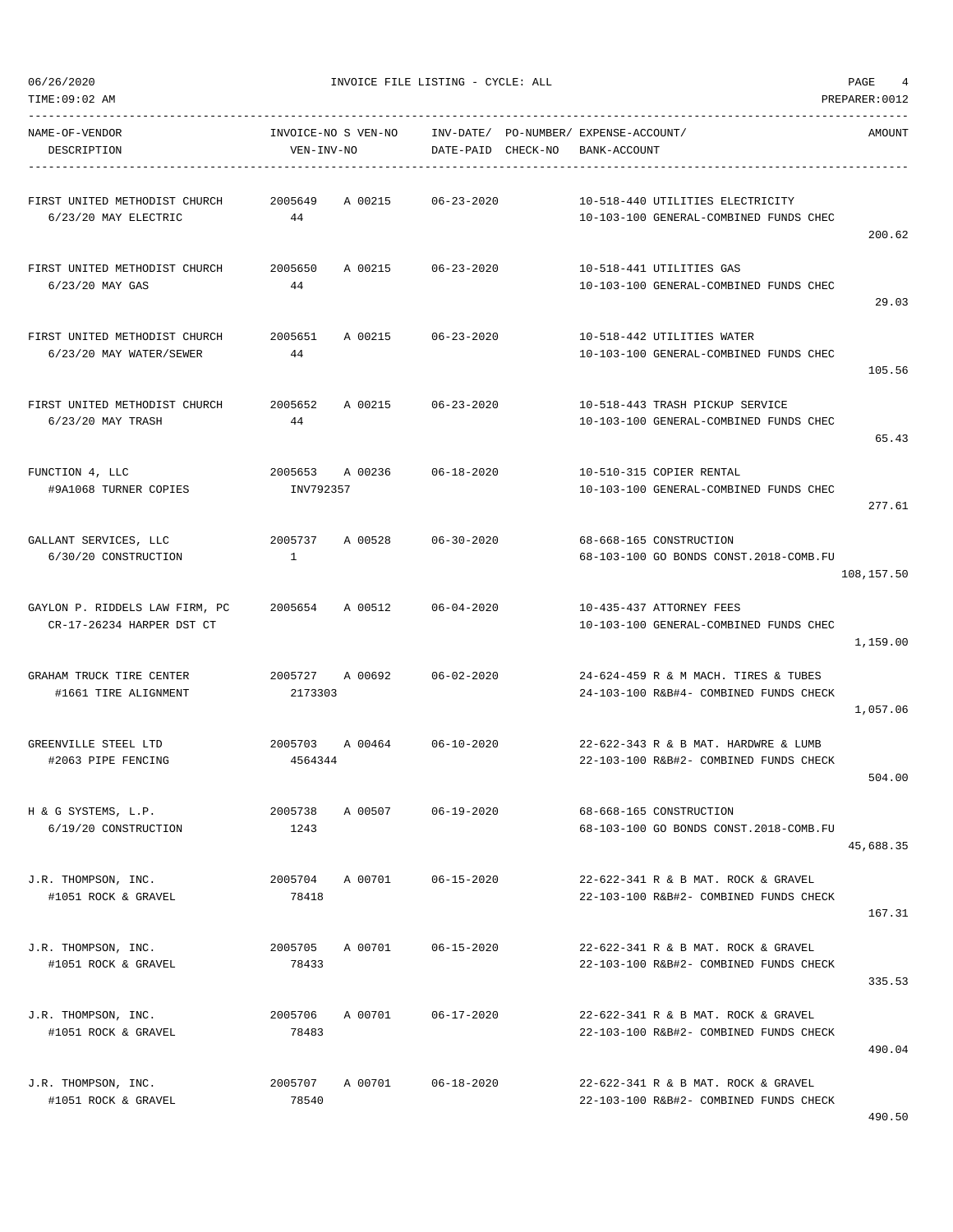06/26/2020 INVOICE FILE LISTING - CYCLE: ALL

TIME:09:02 AM PREPARER:0012

| NAME-OF-VENDOR / DESCRIPTION | INVOICE-NO / VEN-INV-NO | S | VEN-NO | INV-DATE/ DATE-PAID | PO-NUMBER/ CHECK-NO | EXPENSE-ACCOUNT/ BANK-ACCOUNT | AMOUNT |
|---|---|---|---|---|---|---|---|
| FIRST UNITED METHODIST CHURCH / 6/23/20 MAY ELECTRIC | 2005649 / 44 | A | 00215 | 06-23-2020 | | 10-518-440 UTILITIES ELECTRICITY / 10-103-100 GENERAL-COMBINED FUNDS CHEC | 200.62 |
| FIRST UNITED METHODIST CHURCH / 6/23/20 MAY GAS | 2005650 / 44 | A | 00215 | 06-23-2020 | | 10-518-441 UTILITIES GAS / 10-103-100 GENERAL-COMBINED FUNDS CHEC | 29.03 |
| FIRST UNITED METHODIST CHURCH / 6/23/20 MAY WATER/SEWER | 2005651 / 44 | A | 00215 | 06-23-2020 | | 10-518-442 UTILITIES WATER / 10-103-100 GENERAL-COMBINED FUNDS CHEC | 105.56 |
| FIRST UNITED METHODIST CHURCH / 6/23/20 MAY TRASH | 2005652 / 44 | A | 00215 | 06-23-2020 | | 10-518-443 TRASH PICKUP SERVICE / 10-103-100 GENERAL-COMBINED FUNDS CHEC | 65.43 |
| FUNCTION 4, LLC / #9A1068 TURNER COPIES | 2005653 / INV792357 | A | 00236 | 06-18-2020 | | 10-510-315 COPIER RENTAL / 10-103-100 GENERAL-COMBINED FUNDS CHEC | 277.61 |
| GALLANT SERVICES, LLC / 6/30/20 CONSTRUCTION | 2005737 / 1 | A | 00528 | 06-30-2020 | | 68-668-165 CONSTRUCTION / 68-103-100 GO BONDS CONST.2018-COMB.FU | 108,157.50 |
| GAYLON P. RIDDELS LAW FIRM, PC / CR-17-26234 HARPER DST CT | 2005654 | A | 00512 | 06-04-2020 | | 10-435-437 ATTORNEY FEES / 10-103-100 GENERAL-COMBINED FUNDS CHEC | 1,159.00 |
| GRAHAM TRUCK TIRE CENTER / #1661 TIRE ALIGNMENT | 2005727 / 2173303 | A | 00692 | 06-02-2020 | | 24-624-459 R & M MACH. TIRES & TUBES / 24-103-100 R&B#4- COMBINED FUNDS CHECK | 1,057.06 |
| GREENVILLE STEEL LTD / #2063 PIPE FENCING | 2005703 / 4564344 | A | 00464 | 06-10-2020 | | 22-622-343 R & B MAT. HARDWRE & LUMB / 22-103-100 R&B#2- COMBINED FUNDS CHECK | 504.00 |
| H & G SYSTEMS, L.P. / 6/19/20 CONSTRUCTION | 2005738 / 1243 | A | 00507 | 06-19-2020 | | 68-668-165 CONSTRUCTION / 68-103-100 GO BONDS CONST.2018-COMB.FU | 45,688.35 |
| J.R. THOMPSON, INC. / #1051 ROCK & GRAVEL | 2005704 / 78418 | A | 00701 | 06-15-2020 | | 22-622-341 R & B MAT. ROCK & GRAVEL / 22-103-100 R&B#2- COMBINED FUNDS CHECK | 167.31 |
| J.R. THOMPSON, INC. / #1051 ROCK & GRAVEL | 2005705 / 78433 | A | 00701 | 06-15-2020 | | 22-622-341 R & B MAT. ROCK & GRAVEL / 22-103-100 R&B#2- COMBINED FUNDS CHECK | 335.53 |
| J.R. THOMPSON, INC. / #1051 ROCK & GRAVEL | 2005706 / 78483 | A | 00701 | 06-17-2020 | | 22-622-341 R & B MAT. ROCK & GRAVEL / 22-103-100 R&B#2- COMBINED FUNDS CHECK | 490.04 |
| J.R. THOMPSON, INC. / #1051 ROCK & GRAVEL | 2005707 / 78540 | A | 00701 | 06-18-2020 | | 22-622-341 R & B MAT. ROCK & GRAVEL / 22-103-100 R&B#2- COMBINED FUNDS CHECK | 490.50 |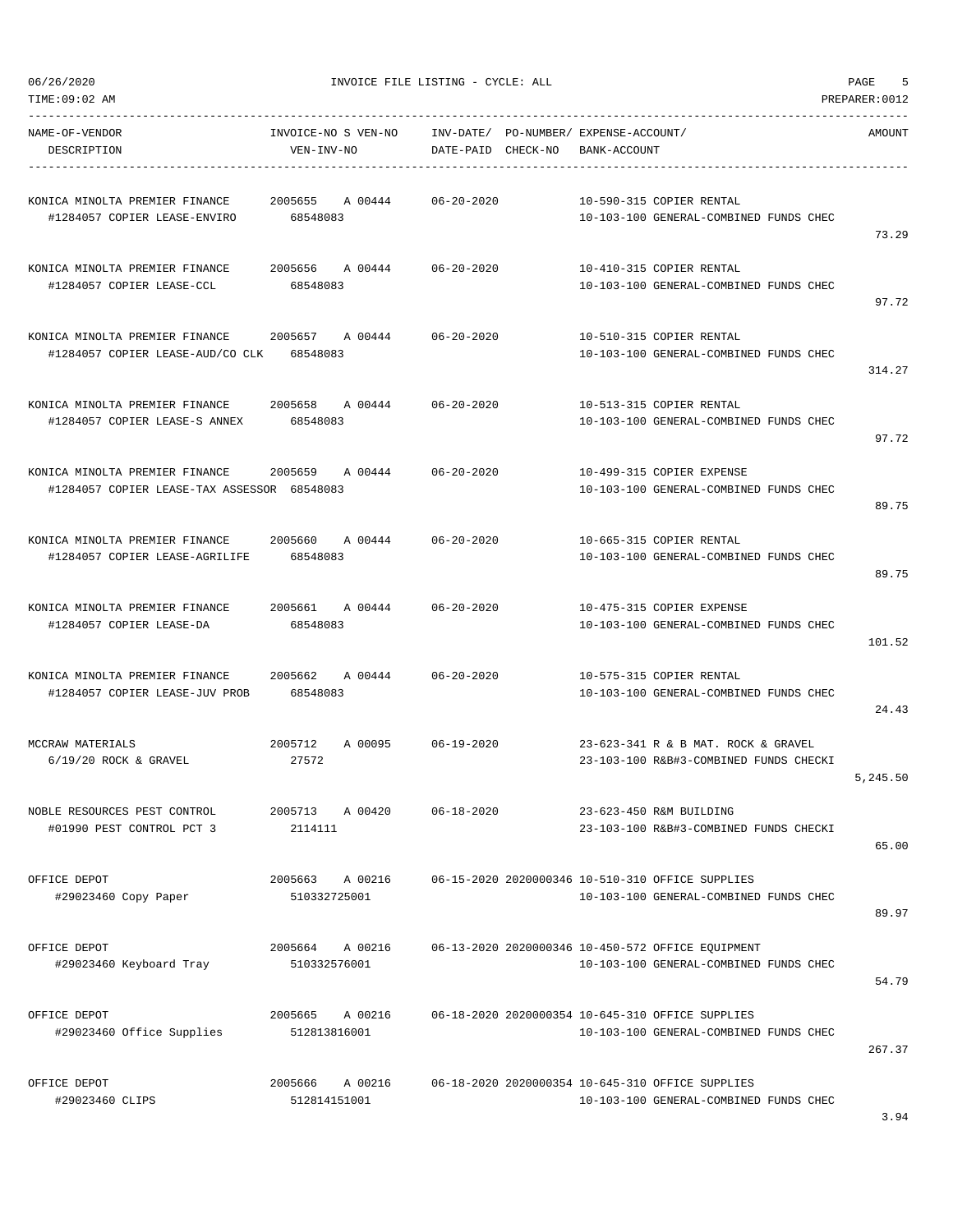06/26/2020 INVOICE FILE LISTING - CYCLE: ALL

TIME:09:02 AM PREPARER:0012

| NAME-OF-VENDOR / DESCRIPTION | INVOICE-NO S VEN-NO / VEN-INV-NO | INV-DATE/ DATE-PAID | PO-NUMBER/ CHECK-NO | EXPENSE-ACCOUNT/ BANK-ACCOUNT | AMOUNT |
|---|---|---|---|---|---|
| KONICA MINOLTA PREMIER FINANCE<br>#1284057 COPIER LEASE-ENVIRO | 2005655 A 00444<br>68548083 | 06-20-2020 | | 10-590-315 COPIER RENTAL<br>10-103-100 GENERAL-COMBINED FUNDS CHEC | 73.29 |
| KONICA MINOLTA PREMIER FINANCE<br>#1284057 COPIER LEASE-CCL | 2005656 A 00444<br>68548083 | 06-20-2020 | | 10-410-315 COPIER RENTAL<br>10-103-100 GENERAL-COMBINED FUNDS CHEC | 97.72 |
| KONICA MINOLTA PREMIER FINANCE<br>#1284057 COPIER LEASE-AUD/CO CLK | 2005657 A 00444<br>68548083 | 06-20-2020 | | 10-510-315 COPIER RENTAL<br>10-103-100 GENERAL-COMBINED FUNDS CHEC | 314.27 |
| KONICA MINOLTA PREMIER FINANCE<br>#1284057 COPIER LEASE-S ANNEX | 2005658 A 00444<br>68548083 | 06-20-2020 | | 10-513-315 COPIER RENTAL<br>10-103-100 GENERAL-COMBINED FUNDS CHEC | 97.72 |
| KONICA MINOLTA PREMIER FINANCE<br>#1284057 COPIER LEASE-TAX ASSESSOR | 2005659 A 00444<br>68548083 | 06-20-2020 | | 10-499-315 COPIER EXPENSE<br>10-103-100 GENERAL-COMBINED FUNDS CHEC | 89.75 |
| KONICA MINOLTA PREMIER FINANCE<br>#1284057 COPIER LEASE-AGRILIFE | 2005660 A 00444<br>68548083 | 06-20-2020 | | 10-665-315 COPIER RENTAL<br>10-103-100 GENERAL-COMBINED FUNDS CHEC | 89.75 |
| KONICA MINOLTA PREMIER FINANCE<br>#1284057 COPIER LEASE-DA | 2005661 A 00444<br>68548083 | 06-20-2020 | | 10-475-315 COPIER EXPENSE<br>10-103-100 GENERAL-COMBINED FUNDS CHEC | 101.52 |
| KONICA MINOLTA PREMIER FINANCE<br>#1284057 COPIER LEASE-JUV PROB | 2005662 A 00444<br>68548083 | 06-20-2020 | | 10-575-315 COPIER RENTAL<br>10-103-100 GENERAL-COMBINED FUNDS CHEC | 24.43 |
| MCCRAW MATERIALS<br>6/19/20 ROCK & GRAVEL | 2005712 A 00095<br>27572 | 06-19-2020 | | 23-623-341 R & B MAT. ROCK & GRAVEL<br>23-103-100 R&B#3-COMBINED FUNDS CHECKI | 5,245.50 |
| NOBLE RESOURCES PEST CONTROL<br>#01990 PEST CONTROL PCT 3 | 2005713 A 00420<br>2114111 | 06-18-2020 | | 23-623-450 R&M BUILDING<br>23-103-100 R&B#3-COMBINED FUNDS CHECKI | 65.00 |
| OFFICE DEPOT<br>#29023460 Copy Paper | 2005663 A 00216<br>510332725001 | 06-15-2020 | 2020000346 | 10-510-310 OFFICE SUPPLIES<br>10-103-100 GENERAL-COMBINED FUNDS CHEC | 89.97 |
| OFFICE DEPOT<br>#29023460 Keyboard Tray | 2005664 A 00216<br>510332576001 | 06-13-2020 | 2020000346 | 10-450-572 OFFICE EQUIPMENT<br>10-103-100 GENERAL-COMBINED FUNDS CHEC | 54.79 |
| OFFICE DEPOT<br>#29023460 Office Supplies | 2005665 A 00216<br>512813816001 | 06-18-2020 | 2020000354 | 10-645-310 OFFICE SUPPLIES<br>10-103-100 GENERAL-COMBINED FUNDS CHEC | 267.37 |
| OFFICE DEPOT<br>#29023460 CLIPS | 2005666 A 00216<br>512814151001 | 06-18-2020 | 2020000354 | 10-645-310 OFFICE SUPPLIES<br>10-103-100 GENERAL-COMBINED FUNDS CHEC | 3.94 |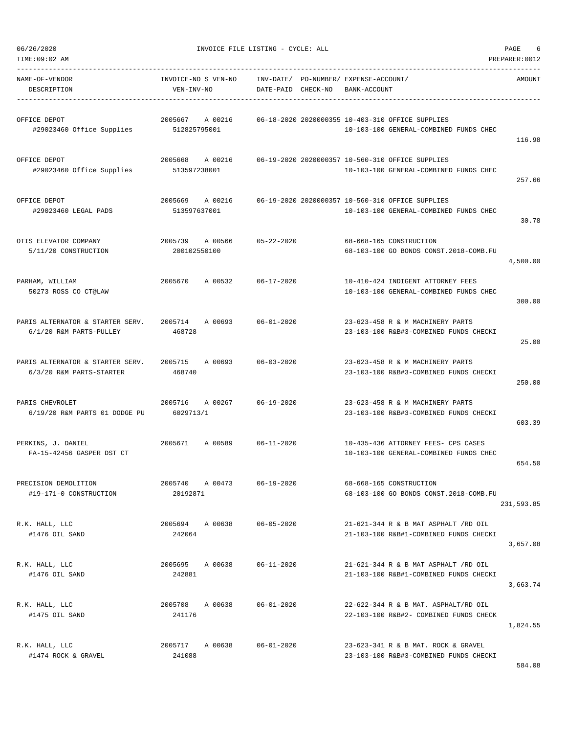06/26/2020 INVOICE FILE LISTING - CYCLE: ALL

TIME:09:02 AM PREPARER:0012

| NAME-OF-VENDOR / DESCRIPTION | INVOICE-NO S VEN-NO / VEN-INV-NO | INV-DATE/ DATE-PAID | PO-NUMBER/ CHECK-NO | EXPENSE-ACCOUNT/ BANK-ACCOUNT | AMOUNT |
|---|---|---|---|---|---|
| OFFICE DEPOT<br>#29023460 Office Supplies | 2005667 A 00216<br>512825795001 | 06-18-2020 | 2020000355 | 10-403-310 OFFICE SUPPLIES<br>10-103-100 GENERAL-COMBINED FUNDS CHEC | 116.98 |
| OFFICE DEPOT<br>#29023460 Office Supplies | 2005668 A 00216<br>513597238001 | 06-19-2020 | 2020000357 | 10-560-310 OFFICE SUPPLIES<br>10-103-100 GENERAL-COMBINED FUNDS CHEC | 257.66 |
| OFFICE DEPOT<br>#29023460 LEGAL PADS | 2005669 A 00216<br>513597637001 | 06-19-2020 | 2020000357 | 10-560-310 OFFICE SUPPLIES<br>10-103-100 GENERAL-COMBINED FUNDS CHEC | 30.78 |
| OTIS ELEVATOR COMPANY<br>5/11/20 CONSTRUCTION | 2005739 A 00566<br>200102550100 | 05-22-2020 | | 68-668-165 CONSTRUCTION<br>68-103-100 GO BONDS CONST.2018-COMB.FU | 4,500.00 |
| PARHAM, WILLIAM<br>50273 ROSS CO CT@LAW | 2005670 A 00532 | 06-17-2020 | | 10-410-424 INDIGENT ATTORNEY FEES<br>10-103-100 GENERAL-COMBINED FUNDS CHEC | 300.00 |
| PARIS ALTERNATOR & STARTER SERV.<br>6/1/20 R&M PARTS-PULLEY | 2005714 A 00693<br>468728 | 06-01-2020 | | 23-623-458 R & M MACHINERY PARTS<br>23-103-100 R&B#3-COMBINED FUNDS CHECKI | 25.00 |
| PARIS ALTERNATOR & STARTER SERV.<br>6/3/20 R&M PARTS-STARTER | 2005715 A 00693<br>468740 | 06-03-2020 | | 23-623-458 R & M MACHINERY PARTS<br>23-103-100 R&B#3-COMBINED FUNDS CHECKI | 250.00 |
| PARIS CHEVROLET<br>6/19/20 R&M PARTS 01 DODGE PU | 2005716 A 00267<br>6029713/1 | 06-19-2020 | | 23-623-458 R & M MACHINERY PARTS<br>23-103-100 R&B#3-COMBINED FUNDS CHECKI | 603.39 |
| PERKINS, J. DANIEL<br>FA-15-42456 GASPER DST CT | 2005671 A 00589 | 06-11-2020 | | 10-435-436 ATTORNEY FEES- CPS CASES<br>10-103-100 GENERAL-COMBINED FUNDS CHEC | 654.50 |
| PRECISION DEMOLITION<br>#19-171-0 CONSTRUCTION | 2005740 A 00473<br>20192871 | 06-19-2020 | | 68-668-165 CONSTRUCTION<br>68-103-100 GO BONDS CONST.2018-COMB.FU | 231,593.85 |
| R.K. HALL, LLC<br>#1476 OIL SAND | 2005694 A 00638<br>242064 | 06-05-2020 | | 21-621-344 R & B MAT ASPHALT /RD OIL<br>21-103-100 R&B#1-COMBINED FUNDS CHECKI | 3,657.08 |
| R.K. HALL, LLC<br>#1476 OIL SAND | 2005695 A 00638<br>242881 | 06-11-2020 | | 21-621-344 R & B MAT ASPHALT /RD OIL<br>21-103-100 R&B#1-COMBINED FUNDS CHECKI | 3,663.74 |
| R.K. HALL, LLC<br>#1475 OIL SAND | 2005708 A 00638<br>241176 | 06-01-2020 | | 22-622-344 R & B MAT. ASPHALT/RD OIL<br>22-103-100 R&B#2- COMBINED FUNDS CHECK | 1,824.55 |
| R.K. HALL, LLC<br>#1474 ROCK & GRAVEL | 2005717 A 00638<br>241088 | 06-01-2020 | | 23-623-341 R & B MAT. ROCK & GRAVEL<br>23-103-100 R&B#3-COMBINED FUNDS CHECKI | 584.08 |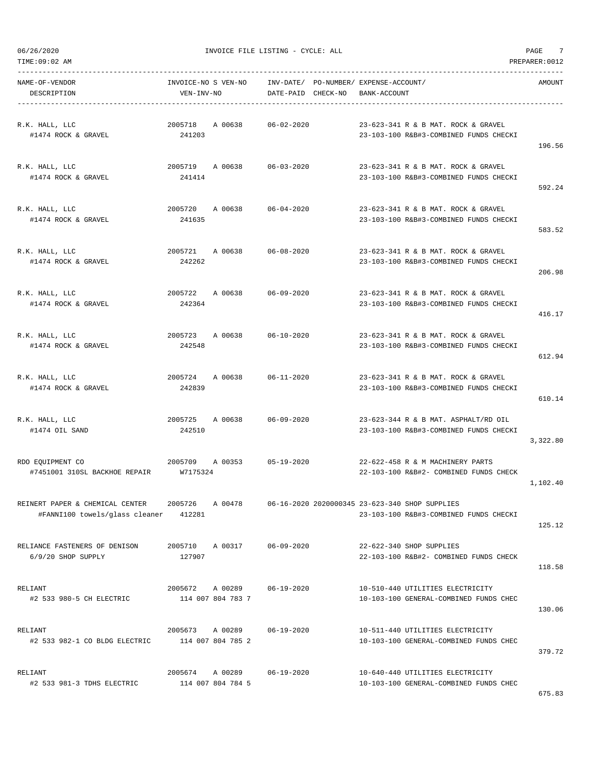06/26/2020 INVOICE FILE LISTING - CYCLE: ALL

TIME:09:02 AM PREPARER:0012

| NAME-OF-VENDOR / DESCRIPTION | INVOICE-NO S VEN-NO / VEN-INV-NO | INV-DATE/ DATE-PAID | PO-NUMBER/ CHECK-NO | EXPENSE-ACCOUNT/ BANK-ACCOUNT | AMOUNT |
|---|---|---|---|---|---|
| R.K. HALL, LLC<br>#1474 ROCK & GRAVEL | 2005718 A 00638<br>241203 | 06-02-2020 | | 23-623-341 R & B MAT. ROCK & GRAVEL<br>23-103-100 R&B#3-COMBINED FUNDS CHECKI | 196.56 |
| R.K. HALL, LLC<br>#1474 ROCK & GRAVEL | 2005719 A 00638<br>241414 | 06-03-2020 | | 23-623-341 R & B MAT. ROCK & GRAVEL<br>23-103-100 R&B#3-COMBINED FUNDS CHECKI | 592.24 |
| R.K. HALL, LLC<br>#1474 ROCK & GRAVEL | 2005720 A 00638<br>241635 | 06-04-2020 | | 23-623-341 R & B MAT. ROCK & GRAVEL<br>23-103-100 R&B#3-COMBINED FUNDS CHECKI | 583.52 |
| R.K. HALL, LLC<br>#1474 ROCK & GRAVEL | 2005721 A 00638<br>242262 | 06-08-2020 | | 23-623-341 R & B MAT. ROCK & GRAVEL<br>23-103-100 R&B#3-COMBINED FUNDS CHECKI | 206.98 |
| R.K. HALL, LLC<br>#1474 ROCK & GRAVEL | 2005722 A 00638<br>242364 | 06-09-2020 | | 23-623-341 R & B MAT. ROCK & GRAVEL<br>23-103-100 R&B#3-COMBINED FUNDS CHECKI | 416.17 |
| R.K. HALL, LLC<br>#1474 ROCK & GRAVEL | 2005723 A 00638<br>242548 | 06-10-2020 | | 23-623-341 R & B MAT. ROCK & GRAVEL<br>23-103-100 R&B#3-COMBINED FUNDS CHECKI | 612.94 |
| R.K. HALL, LLC<br>#1474 ROCK & GRAVEL | 2005724 A 00638<br>242839 | 06-11-2020 | | 23-623-341 R & B MAT. ROCK & GRAVEL<br>23-103-100 R&B#3-COMBINED FUNDS CHECKI | 610.14 |
| R.K. HALL, LLC<br>#1474 OIL SAND | 2005725 A 00638<br>242510 | 06-09-2020 | | 23-623-344 R & B MAT. ASPHALT/RD OIL<br>23-103-100 R&B#3-COMBINED FUNDS CHECKI | 3,322.80 |
| RDO EQUIPMENT CO<br>#7451001 310SL BACKHOE REPAIR | 2005709 A 00353<br>W7175324 | 05-19-2020 | | 22-622-458 R & M MACHINERY PARTS<br>22-103-100 R&B#2- COMBINED FUNDS CHECK | 1,102.40 |
| REINERT PAPER & CHEMICAL CENTER<br>#FANNI100 towels/glass cleaner | 2005726 A 00478<br>412281 | 06-16-2020 | 2020000345 | 23-623-340 SHOP SUPPLIES<br>23-103-100 R&B#3-COMBINED FUNDS CHECKI | 125.12 |
| RELIANCE FASTENERS OF DENISON<br>6/9/20 SHOP SUPPLY | 2005710 A 00317<br>127907 | 06-09-2020 | | 22-622-340 SHOP SUPPLIES<br>22-103-100 R&B#2- COMBINED FUNDS CHECK | 118.58 |
| RELIANT<br>#2 533 980-5 CH ELECTRIC | 2005672 A 00289<br>114 007 804 783 7 | 06-19-2020 | | 10-510-440 UTILITIES ELECTRICITY<br>10-103-100 GENERAL-COMBINED FUNDS CHEC | 130.06 |
| RELIANT<br>#2 533 982-1 CO BLDG ELECTRIC | 2005673 A 00289<br>114 007 804 785 2 | 06-19-2020 | | 10-511-440 UTILITIES ELECTRICITY<br>10-103-100 GENERAL-COMBINED FUNDS CHEC | 379.72 |
| RELIANT<br>#2 533 981-3 TDHS ELECTRIC | 2005674 A 00289<br>114 007 804 784 5 | 06-19-2020 | | 10-640-440 UTILITIES ELECTRICITY<br>10-103-100 GENERAL-COMBINED FUNDS CHEC | 675.83 |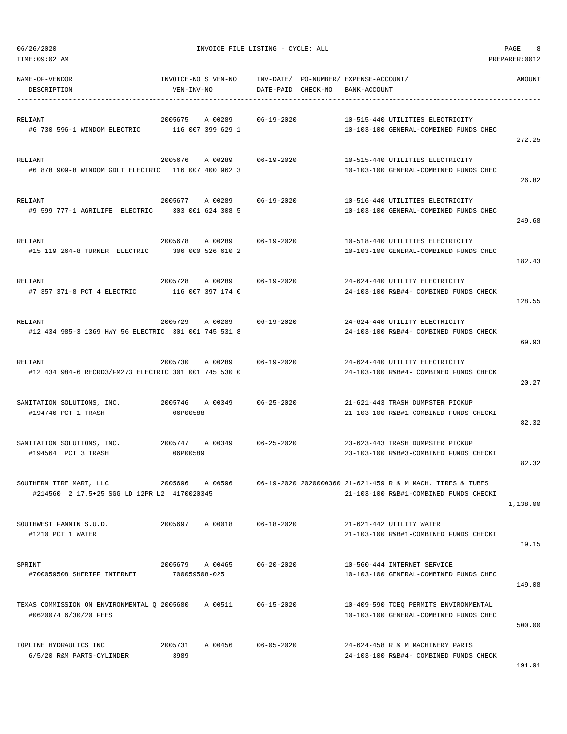INVOICE FILE LISTING - CYCLE: ALL

| NAME-OF-VENDOR / DESCRIPTION | INVOICE-NO S VEN-NO / VEN-INV-NO | INV-DATE/ DATE-PAID | PO-NUMBER/ CHECK-NO | EXPENSE-ACCOUNT/ BANK-ACCOUNT | AMOUNT |
|---|---|---|---|---|---|
| RELIANT<br>#6 730 596-1 WINDOM ELECTRIC | 2005675 A 00289<br>116 007 399 629 1 | 06-19-2020 | | 10-515-440 UTILITIES ELECTRICITY<br>10-103-100 GENERAL-COMBINED FUNDS CHEC | 272.25 |
| RELIANT<br>#6 878 909-8 WINDOM GDLT ELECTRIC | 2005676 A 00289<br>116 007 400 962 3 | 06-19-2020 | | 10-515-440 UTILITIES ELECTRICITY<br>10-103-100 GENERAL-COMBINED FUNDS CHEC | 26.82 |
| RELIANT<br>#9 599 777-1 AGRILIFE ELECTRIC | 2005677 A 00289<br>303 001 624 308 5 | 06-19-2020 | | 10-516-440 UTILITIES ELECTRICITY<br>10-103-100 GENERAL-COMBINED FUNDS CHEC | 249.68 |
| RELIANT<br>#15 119 264-8 TURNER ELECTRIC | 2005678 A 00289<br>306 000 526 610 2 | 06-19-2020 | | 10-518-440 UTILITIES ELECTRICITY<br>10-103-100 GENERAL-COMBINED FUNDS CHEC | 182.43 |
| RELIANT<br>#7 357 371-8 PCT 4 ELECTRIC | 2005728 A 00289<br>116 007 397 174 0 | 06-19-2020 | | 24-624-440 UTILITY ELECTRICITY<br>24-103-100 R&B#4- COMBINED FUNDS CHECK | 128.55 |
| RELIANT<br>#12 434 985-3 1369 HWY 56 ELECTRIC | 2005729 A 00289<br>301 001 745 531 8 | 06-19-2020 | | 24-624-440 UTILITY ELECTRICITY<br>24-103-100 R&B#4- COMBINED FUNDS CHECK | 69.93 |
| RELIANT<br>#12 434 984-6 RECRD3/FM273 ELECTRIC | 2005730 A 00289<br>301 001 745 530 0 | 06-19-2020 | | 24-624-440 UTILITY ELECTRICITY<br>24-103-100 R&B#4- COMBINED FUNDS CHECK | 20.27 |
| SANITATION SOLUTIONS, INC.<br>#194746 PCT 1 TRASH | 2005746 A 00349<br>06P00588 | 06-25-2020 | | 21-621-443 TRASH DUMPSTER PICKUP<br>21-103-100 R&B#1-COMBINED FUNDS CHECKI | 82.32 |
| SANITATION SOLUTIONS, INC.<br>#194564 PCT 3 TRASH | 2005747 A 00349<br>06P00589 | 06-25-2020 | | 23-623-443 TRASH DUMPSTER PICKUP<br>23-103-100 R&B#3-COMBINED FUNDS CHECKI | 82.32 |
| SOUTHERN TIRE MART, LLC<br>#214560 2 17.5+25 SGG LD 12PR L2 | 2005696 A 00596<br>4170020345 | 06-19-2020 | 2020000360 | 21-621-459 R & M MACH. TIRES & TUBES<br>21-103-100 R&B#1-COMBINED FUNDS CHECKI | 1,138.00 |
| SOUTHWEST FANNIN S.U.D.<br>#1210 PCT 1 WATER | 2005697 A 00018 | 06-18-2020 | | 21-621-442 UTILITY WATER<br>21-103-100 R&B#1-COMBINED FUNDS CHECKI | 19.15 |
| SPRINT<br>#700059508 SHERIFF INTERNET | 2005679 A 00465<br>700059508-025 | 06-20-2020 | | 10-560-444 INTERNET SERVICE<br>10-103-100 GENERAL-COMBINED FUNDS CHEC | 149.08 |
| TEXAS COMMISSION ON ENVIRONMENTAL Q<br>#0620074 6/30/20 FEES | 2005680 A 00511 | 06-15-2020 | | 10-409-590 TCEQ PERMITS ENVIRONMENTAL<br>10-103-100 GENERAL-COMBINED FUNDS CHEC | 500.00 |
| TOPLINE HYDRAULICS INC<br>6/5/20 R&M PARTS-CYLINDER | 2005731 A 00456<br>3989 | 06-05-2020 | | 24-624-458 R & M MACHINERY PARTS<br>24-103-100 R&B#4- COMBINED FUNDS CHECK | 191.91 |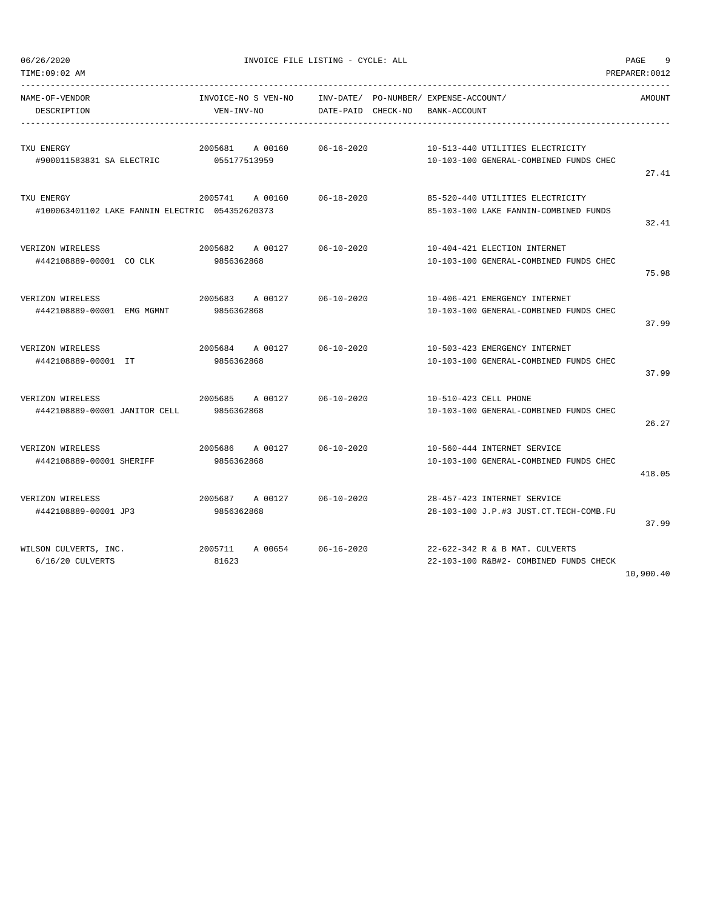INVOICE FILE LISTING - CYCLE: ALL

TIME:09:02 AM PREPARER:0012

| NAME-OF-VENDOR / DESCRIPTION | INVOICE-NO S VEN-NO / VEN-INV-NO | INV-DATE/ DATE-PAID | PO-NUMBER/ CHECK-NO | EXPENSE-ACCOUNT/ BANK-ACCOUNT | AMOUNT |
|---|---|---|---|---|---|
| TXU ENERGY<br>#900011583831 SA ELECTRIC | 2005681 A 00160<br>055177513959 | 06-16-2020 | | 10-513-440 UTILITIES ELECTRICITY<br>10-103-100 GENERAL-COMBINED FUNDS CHEC | 27.41 |
| TXU ENERGY<br>#100063401102 LAKE FANNIN ELECTRIC | 2005741 A 00160<br>054352620373 | 06-18-2020 | | 85-520-440 UTILITIES ELECTRICITY<br>85-103-100 LAKE FANNIN-COMBINED FUNDS | 32.41 |
| VERIZON WIRELESS<br>#442108889-00001 CO CLK | 2005682 A 00127<br>9856362868 | 06-10-2020 | | 10-404-421 ELECTION INTERNET<br>10-103-100 GENERAL-COMBINED FUNDS CHEC | 75.98 |
| VERIZON WIRELESS<br>#442108889-00001 EMG MGMNT | 2005683 A 00127<br>9856362868 | 06-10-2020 | | 10-406-421 EMERGENCY INTERNET<br>10-103-100 GENERAL-COMBINED FUNDS CHEC | 37.99 |
| VERIZON WIRELESS<br>#442108889-00001 IT | 2005684 A 00127<br>9856362868 | 06-10-2020 | | 10-503-423 EMERGENCY INTERNET<br>10-103-100 GENERAL-COMBINED FUNDS CHEC | 37.99 |
| VERIZON WIRELESS<br>#442108889-00001 JANITOR CELL | 2005685 A 00127<br>9856362868 | 06-10-2020 | | 10-510-423 CELL PHONE<br>10-103-100 GENERAL-COMBINED FUNDS CHEC | 26.27 |
| VERIZON WIRELESS<br>#442108889-00001 SHERIFF | 2005686 A 00127<br>9856362868 | 06-10-2020 | | 10-560-444 INTERNET SERVICE<br>10-103-100 GENERAL-COMBINED FUNDS CHEC | 418.05 |
| VERIZON WIRELESS<br>#442108889-00001 JP3 | 2005687 A 00127<br>9856362868 | 06-10-2020 | | 28-457-423 INTERNET SERVICE<br>28-103-100 J.P.#3 JUST.CT.TECH-COMB.FU | 37.99 |
| WILSON CULVERTS, INC.<br>6/16/20 CULVERTS | 2005711 A 00654<br>81623 | 06-16-2020 | | 22-622-342 R & B MAT. CULVERTS<br>22-103-100 R&B#2- COMBINED FUNDS CHECK | 10,900.40 |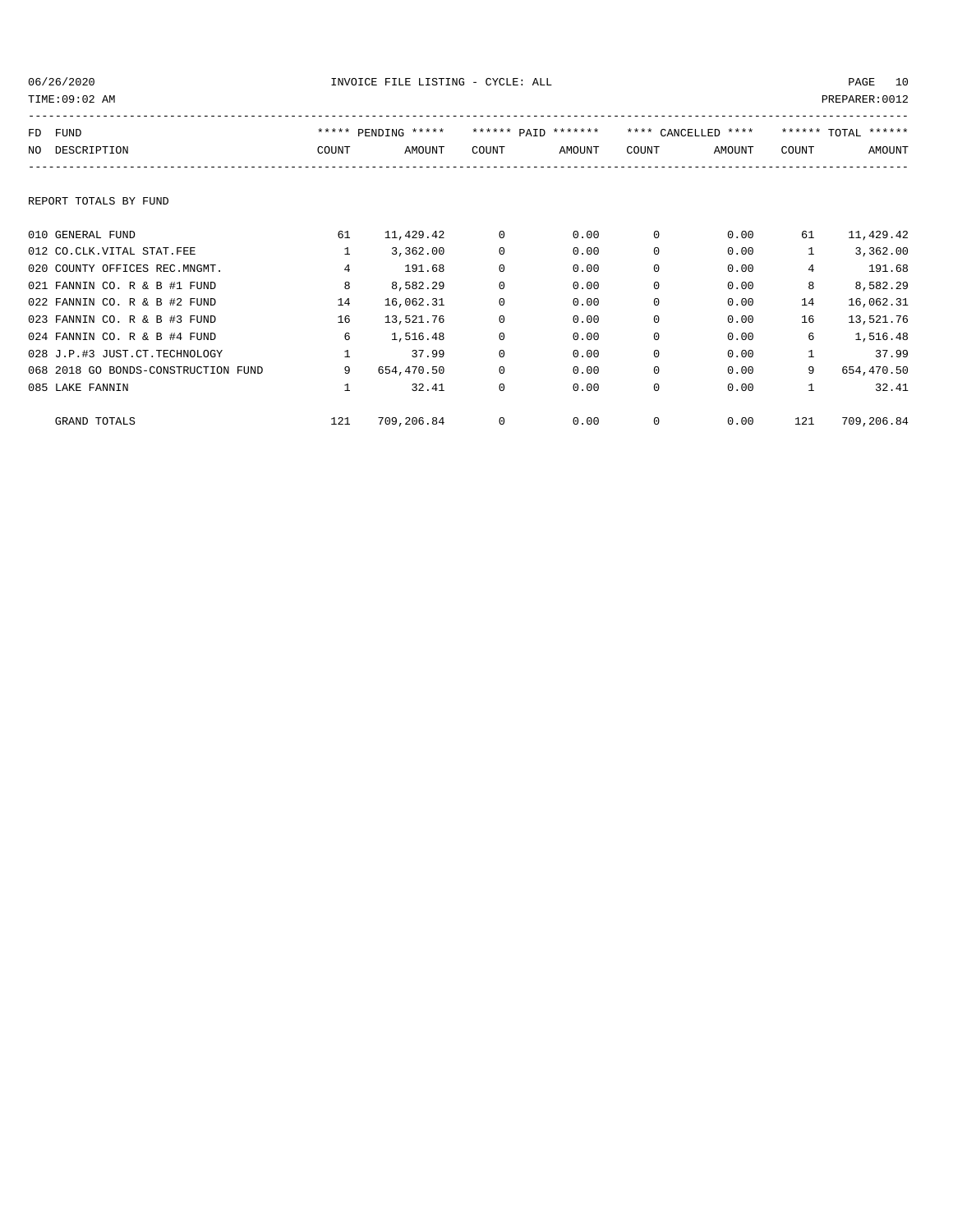INVOICE FILE LISTING - CYCLE: ALL

06/26/2020
TIME:09:02 AM
PREPARER:0012

| FD NO | FUND DESCRIPTION | ***** PENDING ***** COUNT | AMOUNT | ****** PAID ******* COUNT | AMOUNT | **** CANCELLED **** COUNT | AMOUNT | ****** TOTAL ****** COUNT | AMOUNT |
|---|---|---|---|---|---|---|---|---|---|
| | REPORT TOTALS BY FUND | | | | | | | | |
| 010 | GENERAL FUND | 61 | 11,429.42 | 0 | 0.00 | 0 | 0.00 | 61 | 11,429.42 |
| 012 | CO.CLK.VITAL STAT.FEE | 1 | 3,362.00 | 0 | 0.00 | 0 | 0.00 | 1 | 3,362.00 |
| 020 | COUNTY OFFICES REC.MNGMT. | 4 | 191.68 | 0 | 0.00 | 0 | 0.00 | 4 | 191.68 |
| 021 | FANNIN CO. R & B #1 FUND | 8 | 8,582.29 | 0 | 0.00 | 0 | 0.00 | 8 | 8,582.29 |
| 022 | FANNIN CO. R & B #2 FUND | 14 | 16,062.31 | 0 | 0.00 | 0 | 0.00 | 14 | 16,062.31 |
| 023 | FANNIN CO. R & B #3 FUND | 16 | 13,521.76 | 0 | 0.00 | 0 | 0.00 | 16 | 13,521.76 |
| 024 | FANNIN CO. R & B #4 FUND | 6 | 1,516.48 | 0 | 0.00 | 0 | 0.00 | 6 | 1,516.48 |
| 028 | J.P.#3 JUST.CT.TECHNOLOGY | 1 | 37.99 | 0 | 0.00 | 0 | 0.00 | 1 | 37.99 |
| 068 | 2018 GO BONDS-CONSTRUCTION FUND | 9 | 654,470.50 | 0 | 0.00 | 0 | 0.00 | 9 | 654,470.50 |
| 085 | LAKE FANNIN | 1 | 32.41 | 0 | 0.00 | 0 | 0.00 | 1 | 32.41 |
| | GRAND TOTALS | 121 | 709,206.84 | 0 | 0.00 | 0 | 0.00 | 121 | 709,206.84 |